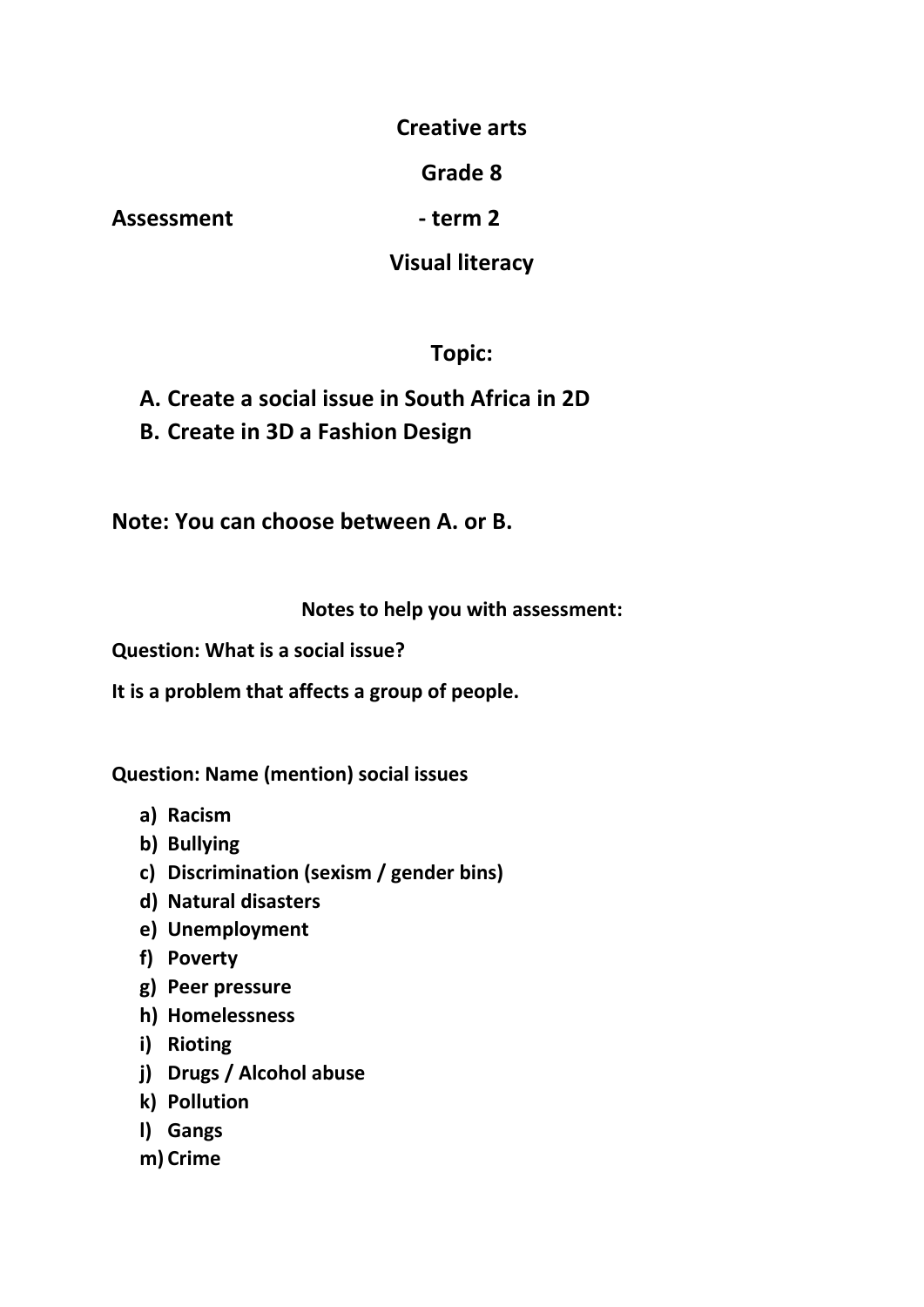**Creative arts**

**Grade 8**

**Assessment - term 2**

**Visual literacy**

**Topic:**

**A. Create a social issue in South Africa in 2D**
**B. Create in 3D a Fashion Design**

**Note: You can choose between A. or B.**

**Notes to help you with assessment:**

**Question: What is a social issue?**

**It is a problem that affects a group of people.**

**Question: Name (mention) social issues**

a) **Racism**
b) **Bullying**
c) **Discrimination (sexism / gender bins)**
d) **Natural disasters**
e) **Unemployment**
f) **Poverty**
g) **Peer pressure**
h) **Homelessness**
i) **Rioting**
j) **Drugs / Alcohol abuse**
k) **Pollution**
l) **Gangs**
m) **Crime**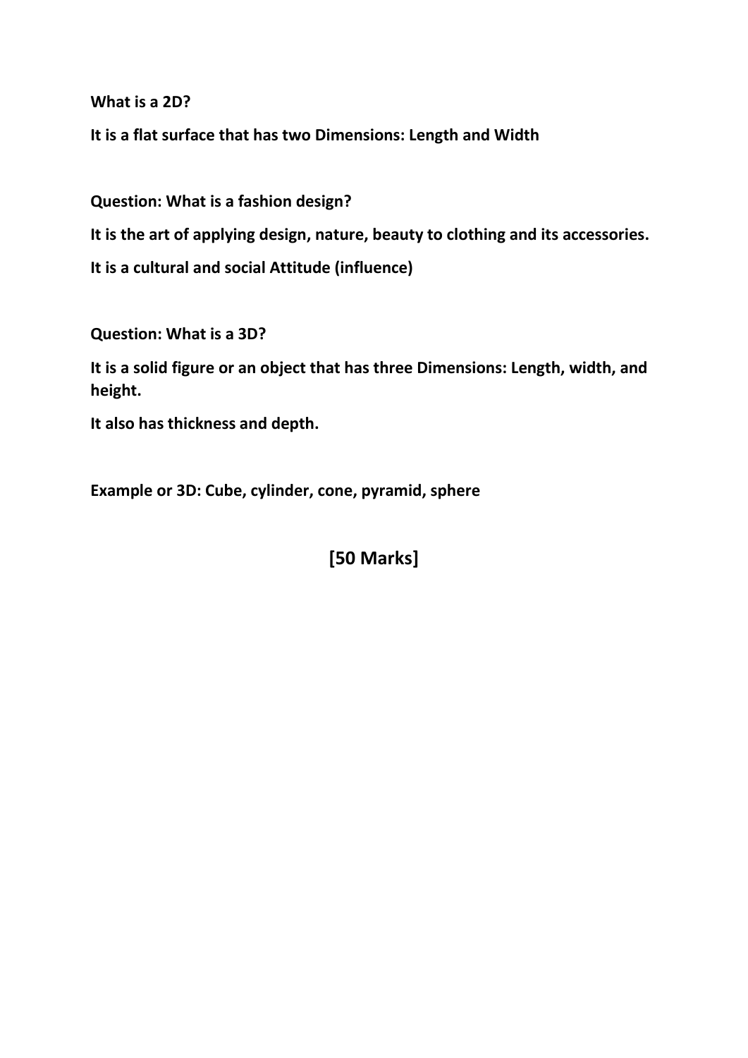**What is a 2D?**

**It is a flat surface that has two Dimensions: Length and Width**

**Question: What is a fashion design?**

**It is the art of applying design, nature, beauty to clothing and its accessories.**

**It is a cultural and social Attitude (influence)**

**Question: What is a 3D?**

**It is a solid figure or an object that has three Dimensions: Length, width, and height.**

**It also has thickness and depth.**

**Example or 3D: Cube, cylinder, cone, pyramid, sphere**

**[50 Marks]**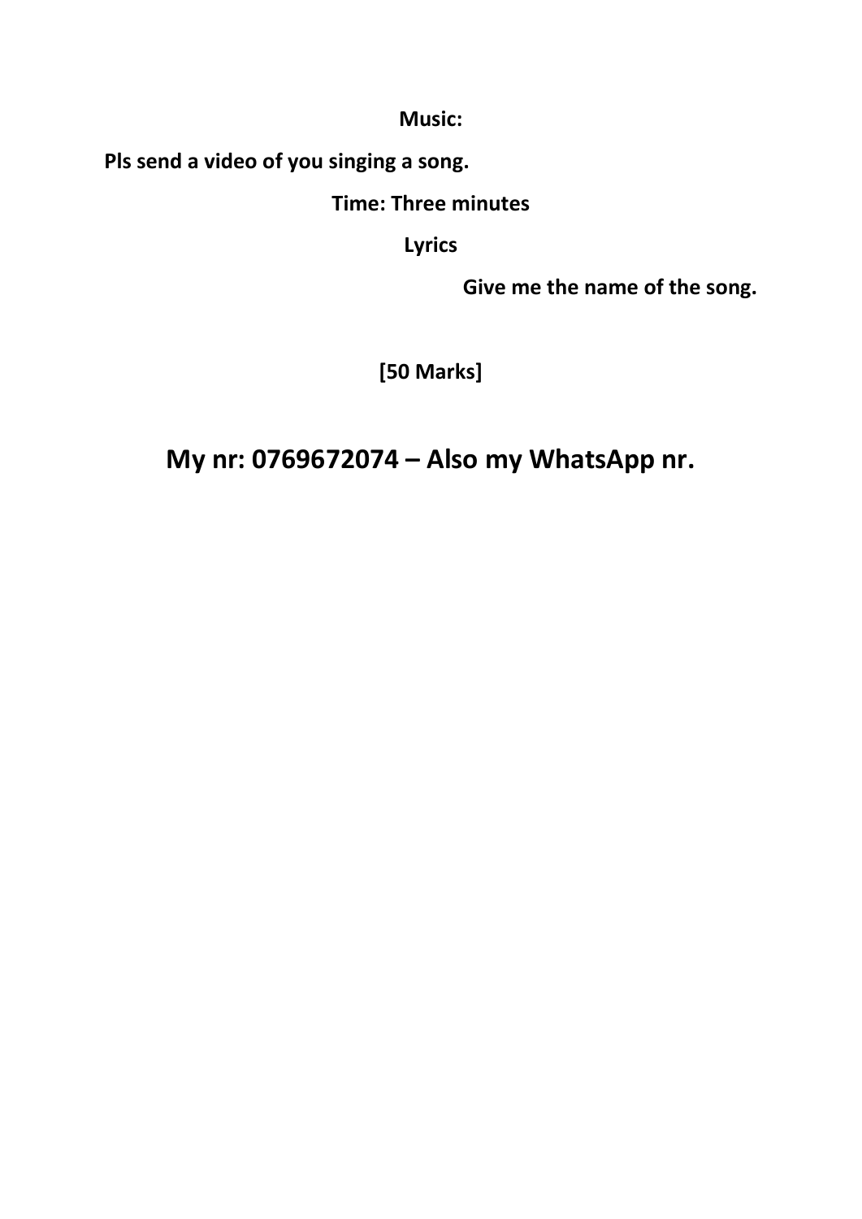**Music:**

**Pls send a video of you singing a song.**

**Time: Three minutes**

**Lyrics**

**Give me the name of the song.**

**[50 Marks]**

## My nr: 0769672074 – Also my WhatsApp nr.